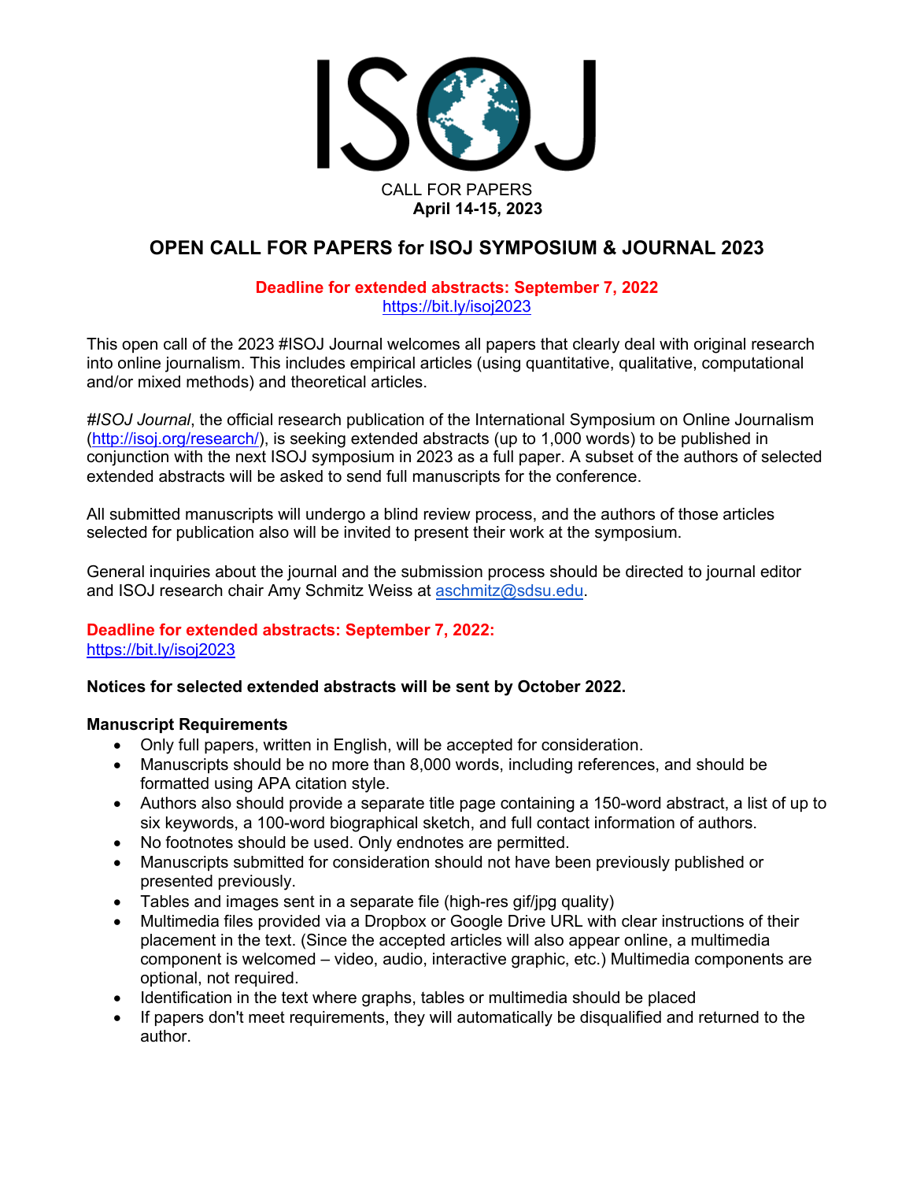# ISOJ

CALL FOR PAPERS
**April 14-15, 2023**

## OPEN CALL FOR PAPERS for ISOJ SYMPOSIUM & JOURNAL 2023

**Deadline for extended abstracts: September 7, 2022**
https://bit.ly/isoj2023

This open call of the 2023 #ISOJ Journal welcomes all papers that clearly deal with original research into online journalism. This includes empirical articles (using quantitative, qualitative, computational and/or mixed methods) and theoretical articles.

*#ISOJ Journal*, the official research publication of the International Symposium on Online Journalism (http://isoj.org/research/), is seeking extended abstracts (up to 1,000 words) to be published in conjunction with the next ISOJ symposium in 2023 as a full paper. A subset of the authors of selected extended abstracts will be asked to send full manuscripts for the conference.

All submitted manuscripts will undergo a blind review process, and the authors of those articles selected for publication also will be invited to present their work at the symposium.

General inquiries about the journal and the submission process should be directed to journal editor and ISOJ research chair Amy Schmitz Weiss at aschmitz@sdsu.edu.

**Deadline for extended abstracts: September 7, 2022:**
https://bit.ly/isoj2023

**Notices for selected extended abstracts will be sent by October 2022.**

**Manuscript Requirements**

- Only full papers, written in English, will be accepted for consideration.
- Manuscripts should be no more than 8,000 words, including references, and should be formatted using APA citation style.
- Authors also should provide a separate title page containing a 150-word abstract, a list of up to six keywords, a 100-word biographical sketch, and full contact information of authors.
- No footnotes should be used. Only endnotes are permitted.
- Manuscripts submitted for consideration should not have been previously published or presented previously.
- Tables and images sent in a separate file (high-res gif/jpg quality)
- Multimedia files provided via a Dropbox or Google Drive URL with clear instructions of their placement in the text. (Since the accepted articles will also appear online, a multimedia component is welcomed – video, audio, interactive graphic, etc.) Multimedia components are optional, not required.
- Identification in the text where graphs, tables or multimedia should be placed
- If papers don't meet requirements, they will automatically be disqualified and returned to the author.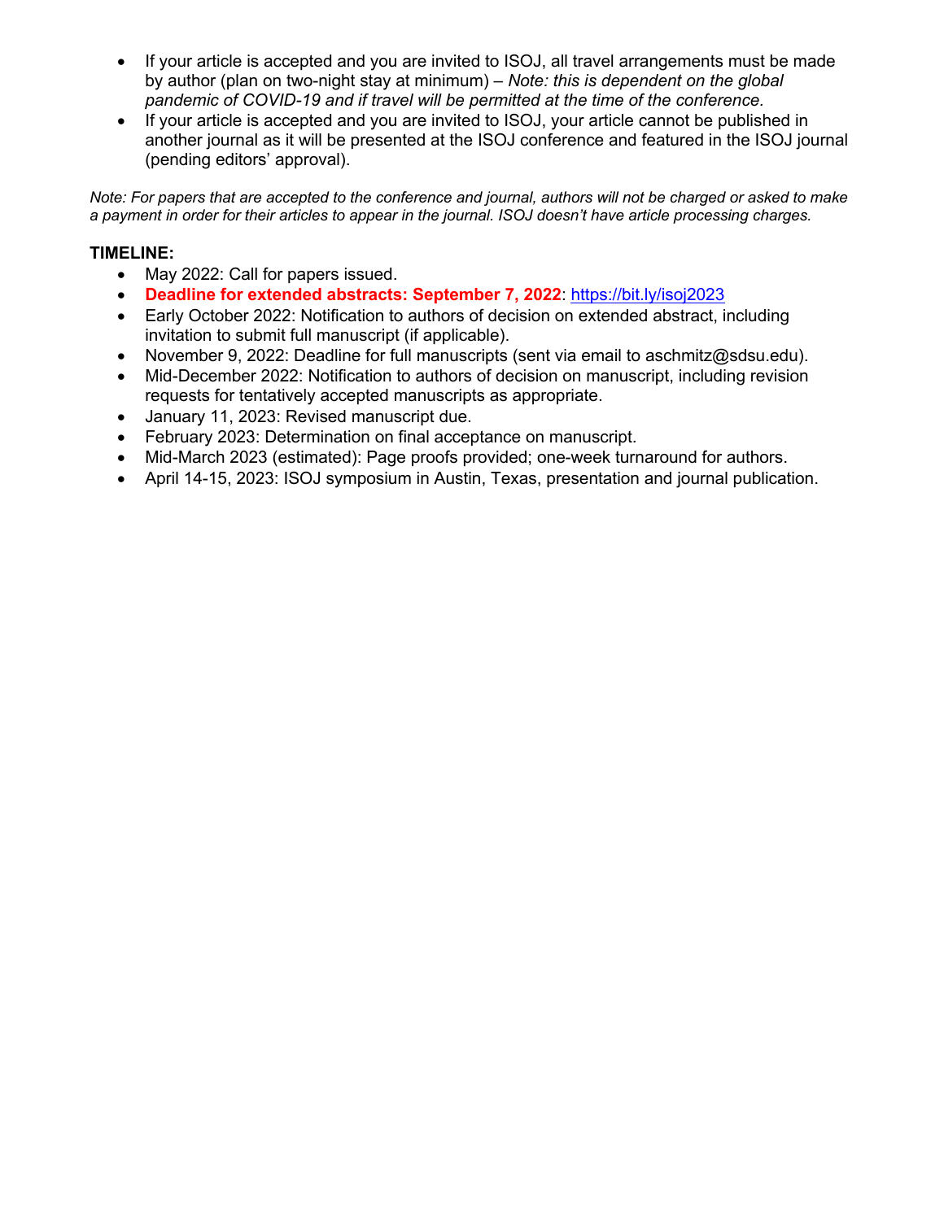- If your article is accepted and you are invited to ISOJ, all travel arrangements must be made by author (plan on two-night stay at minimum) – *Note: this is dependent on the global pandemic of COVID-19 and if travel will be permitted at the time of the conference.*
- If your article is accepted and you are invited to ISOJ, your article cannot be published in another journal as it will be presented at the ISOJ conference and featured in the ISOJ journal (pending editors' approval).

*Note: For papers that are accepted to the conference and journal, authors will not be charged or asked to make a payment in order for their articles to appear in the journal. ISOJ doesn't have article processing charges.*

**TIMELINE:**

- May 2022: Call for papers issued.
- **Deadline for extended abstracts: September 7, 2022**: https://bit.ly/isoj2023
- Early October 2022: Notification to authors of decision on extended abstract, including invitation to submit full manuscript (if applicable).
- November 9, 2022: Deadline for full manuscripts (sent via email to aschmitz@sdsu.edu).
- Mid-December 2022: Notification to authors of decision on manuscript, including revision requests for tentatively accepted manuscripts as appropriate.
- January 11, 2023: Revised manuscript due.
- February 2023: Determination on final acceptance on manuscript.
- Mid-March 2023 (estimated): Page proofs provided; one-week turnaround for authors.
- April 14-15, 2023: ISOJ symposium in Austin, Texas, presentation and journal publication.